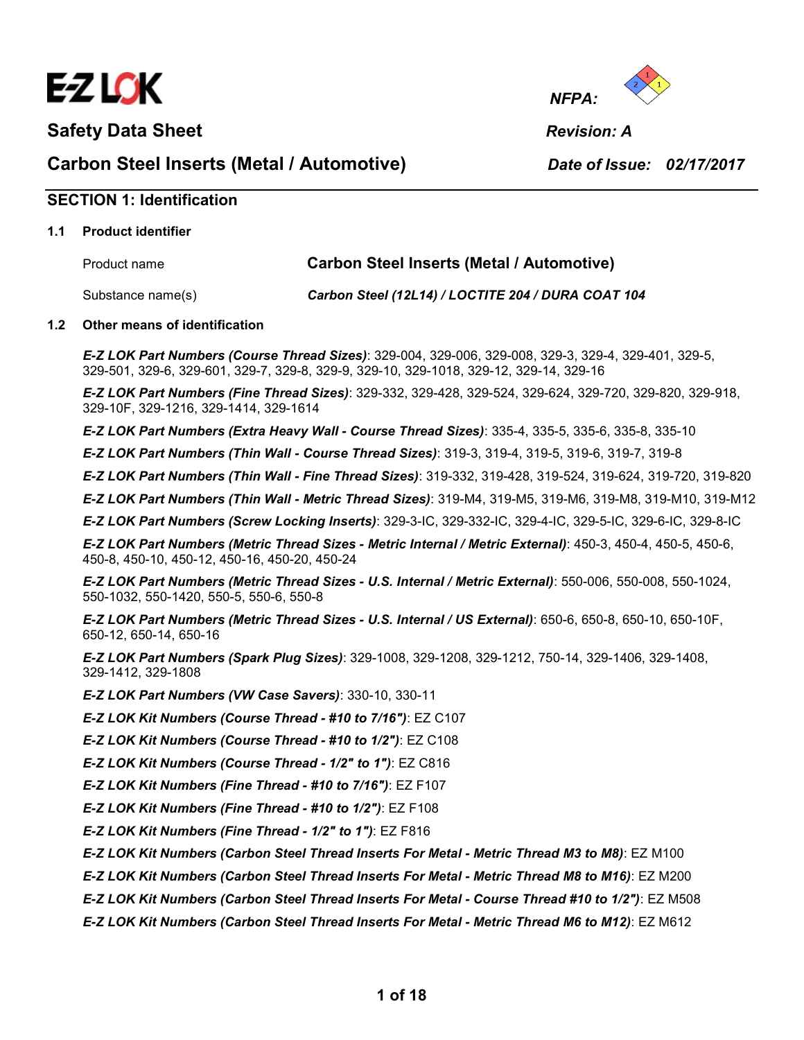E-Z LOK

NFPA:

# Safety Data Sheet

**Revision: A**

## Carbon Steel Inserts (Metal / Automotive)

**Date of Issue: 02/17/2017**

## SECTION 1: Identification

### 1.1 Product identifier

| | |
|---|---|
| Product name | **Carbon Steel Inserts (Metal / Automotive)** |
| Substance name(s) | ***Carbon Steel (12L14) / LOCTITE 204 / DURA COAT 104*** |

### 1.2 Other means of identification

***E-Z LOK Part Numbers (Course Thread Sizes)***: 329-004, 329-006, 329-008, 329-3, 329-4, 329-401, 329-5, 329-501, 329-6, 329-601, 329-7, 329-8, 329-9, 329-10, 329-1018, 329-12, 329-14, 329-16

***E-Z LOK Part Numbers (Fine Thread Sizes)***: 329-332, 329-428, 329-524, 329-624, 329-720, 329-820, 329-918, 329-10F, 329-1216, 329-1414, 329-1614

***E-Z LOK Part Numbers (Extra Heavy Wall - Course Thread Sizes)***: 335-4, 335-5, 335-6, 335-8, 335-10

***E-Z LOK Part Numbers (Thin Wall - Course Thread Sizes)***: 319-3, 319-4, 319-5, 319-6, 319-7, 319-8

***E-Z LOK Part Numbers (Thin Wall - Fine Thread Sizes)***: 319-332, 319-428, 319-524, 319-624, 319-720, 319-820

***E-Z LOK Part Numbers (Thin Wall - Metric Thread Sizes)***: 319-M4, 319-M5, 319-M6, 319-M8, 319-M10, 319-M12

***E-Z LOK Part Numbers (Screw Locking Inserts)***: 329-3-IC, 329-332-IC, 329-4-IC, 329-5-IC, 329-6-IC, 329-8-IC

***E-Z LOK Part Numbers (Metric Thread Sizes - Metric Internal / Metric External)***: 450-3, 450-4, 450-5, 450-6, 450-8, 450-10, 450-12, 450-16, 450-20, 450-24

***E-Z LOK Part Numbers (Metric Thread Sizes - U.S. Internal / Metric External)***: 550-006, 550-008, 550-1024, 550-1032, 550-1420, 550-5, 550-6, 550-8

***E-Z LOK Part Numbers (Metric Thread Sizes - U.S. Internal / US External)***: 650-6, 650-8, 650-10, 650-10F, 650-12, 650-14, 650-16

***E-Z LOK Part Numbers (Spark Plug Sizes)***: 329-1008, 329-1208, 329-1212, 750-14, 329-1406, 329-1408, 329-1412, 329-1808

***E-Z LOK Part Numbers (VW Case Savers)***: 330-10, 330-11

***E-Z LOK Kit Numbers (Course Thread - #10 to 7/16")***: EZ C107

***E-Z LOK Kit Numbers (Course Thread - #10 to 1/2")***: EZ C108

***E-Z LOK Kit Numbers (Course Thread - 1/2" to 1")***: EZ C816

***E-Z LOK Kit Numbers (Fine Thread - #10 to 7/16")***: EZ F107

***E-Z LOK Kit Numbers (Fine Thread - #10 to 1/2")***: EZ F108

***E-Z LOK Kit Numbers (Fine Thread - 1/2" to 1")***: EZ F816

***E-Z LOK Kit Numbers (Carbon Steel Thread Inserts For Metal - Metric Thread M3 to M8)***: EZ M100

***E-Z LOK Kit Numbers (Carbon Steel Thread Inserts For Metal - Metric Thread M8 to M16)***: EZ M200

***E-Z LOK Kit Numbers (Carbon Steel Thread Inserts For Metal - Course Thread #10 to 1/2")***: EZ M508

***E-Z LOK Kit Numbers (Carbon Steel Thread Inserts For Metal - Metric Thread M6 to M12)***: EZ M612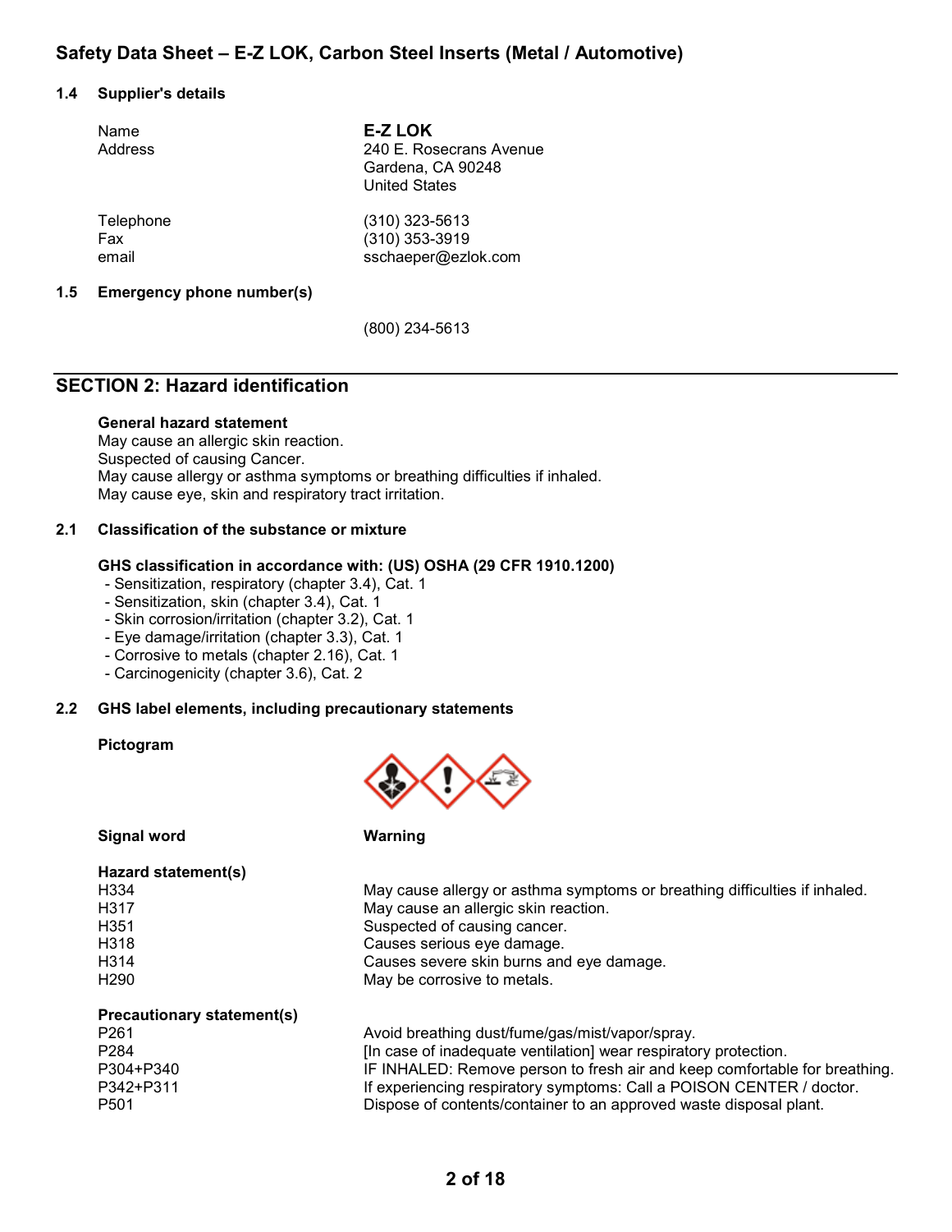## Safety Data Sheet – E-Z LOK, Carbon Steel Inserts (Metal / Automotive)

### 1.4 Supplier's details

| | |
|---|---|
| Name | **E-Z LOK** |
| Address | 240 E. Rosecrans Avenue<br>Gardena, CA 90248<br>United States |
| Telephone | (310) 323-5613 |
| Fax | (310) 353-3919 |
| email | sschaeper@ezlok.com |

### 1.5 Emergency phone number(s)

(800) 234-5613

## SECTION 2: Hazard identification

**General hazard statement**

May cause an allergic skin reaction.
Suspected of causing Cancer.
May cause allergy or asthma symptoms or breathing difficulties if inhaled.
May cause eye, skin and respiratory tract irritation.

### 2.1 Classification of the substance or mixture

**GHS classification in accordance with: (US) OSHA (29 CFR 1910.1200)**

- Sensitization, respiratory (chapter 3.4), Cat. 1
- Sensitization, skin (chapter 3.4), Cat. 1
- Skin corrosion/irritation (chapter 3.2), Cat. 1
- Eye damage/irritation (chapter 3.3), Cat. 1
- Corrosive to metals (chapter 2.16), Cat. 1
- Carcinogenicity (chapter 3.6), Cat. 2

### 2.2 GHS label elements, including precautionary statements

**Pictogram**

**Signal word** Warning

**Hazard statement(s)**

| | |
|---|---|
| H334 | May cause allergy or asthma symptoms or breathing difficulties if inhaled. |
| H317 | May cause an allergic skin reaction. |
| H351 | Suspected of causing cancer. |
| H318 | Causes serious eye damage. |
| H314 | Causes severe skin burns and eye damage. |
| H290 | May be corrosive to metals. |

**Precautionary statement(s)**

| | |
|---|---|
| P261 | Avoid breathing dust/fume/gas/mist/vapor/spray. |
| P284 | [In case of inadequate ventilation] wear respiratory protection. |
| P304+P340 | IF INHALED: Remove person to fresh air and keep comfortable for breathing. |
| P342+P311 | If experiencing respiratory symptoms: Call a POISON CENTER / doctor. |
| P501 | Dispose of contents/container to an approved waste disposal plant. |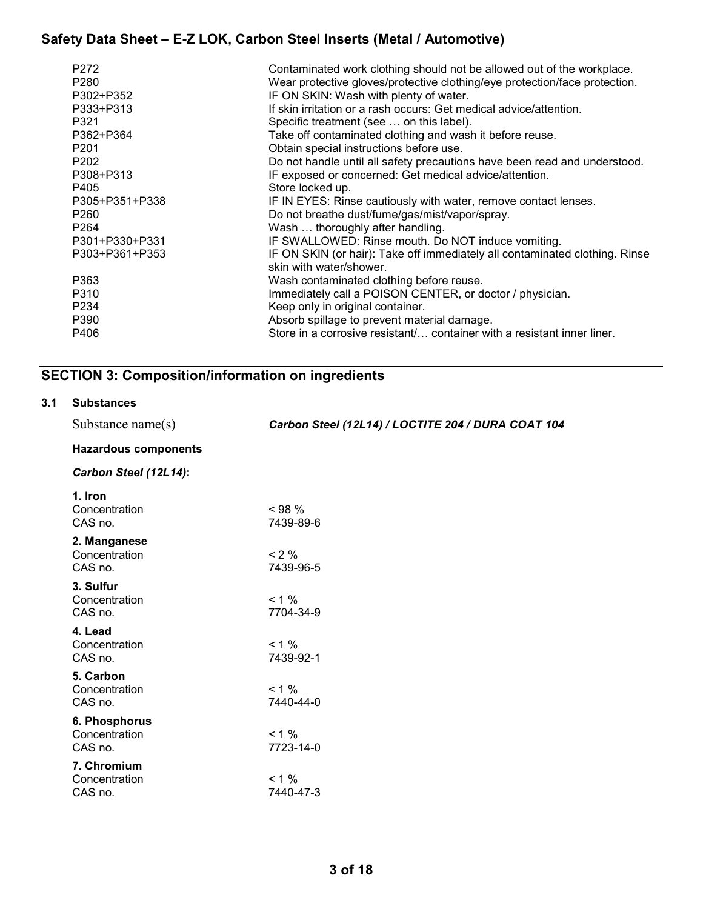| | |
|---|---|
| P272 | Contaminated work clothing should not be allowed out of the workplace. |
| P280 | Wear protective gloves/protective clothing/eye protection/face protection. |
| P302+P352 | IF ON SKIN: Wash with plenty of water. |
| P333+P313 | If skin irritation or a rash occurs: Get medical advice/attention. |
| P321 | Specific treatment (see … on this label). |
| P362+P364 | Take off contaminated clothing and wash it before reuse. |
| P201 | Obtain special instructions before use. |
| P202 | Do not handle until all safety precautions have been read and understood. |
| P308+P313 | IF exposed or concerned: Get medical advice/attention. |
| P405 | Store locked up. |
| P305+P351+P338 | IF IN EYES: Rinse cautiously with water, remove contact lenses. |
| P260 | Do not breathe dust/fume/gas/mist/vapor/spray. |
| P264 | Wash … thoroughly after handling. |
| P301+P330+P331 | IF SWALLOWED: Rinse mouth. Do NOT induce vomiting. |
| P303+P361+P353 | IF ON SKIN (or hair): Take off immediately all contaminated clothing. Rinse skin with water/shower. |
| P363 | Wash contaminated clothing before reuse. |
| P310 | Immediately call a POISON CENTER, or doctor / physician. |
| P234 | Keep only in original container. |
| P390 | Absorb spillage to prevent material damage. |
| P406 | Store in a corrosive resistant/… container with a resistant inner liner. |

## SECTION 3: Composition/information on ingredients

### 3.1 Substances

Substance name(s) ***Carbon Steel (12L14) / LOCTITE 204 / DURA COAT 104***

**Hazardous components**

***Carbon Steel (12L14)*:**

**1. Iron**
Concentration < 98 %
CAS no. 7439-89-6

**2. Manganese**
Concentration < 2 %
CAS no. 7439-96-5

**3. Sulfur**
Concentration < 1 %
CAS no. 7704-34-9

**4. Lead**
Concentration < 1 %
CAS no. 7439-92-1

**5. Carbon**
Concentration < 1 %
CAS no. 7440-44-0

**6. Phosphorus**
Concentration < 1 %
CAS no. 7723-14-0

**7. Chromium**
Concentration < 1 %
CAS no. 7440-47-3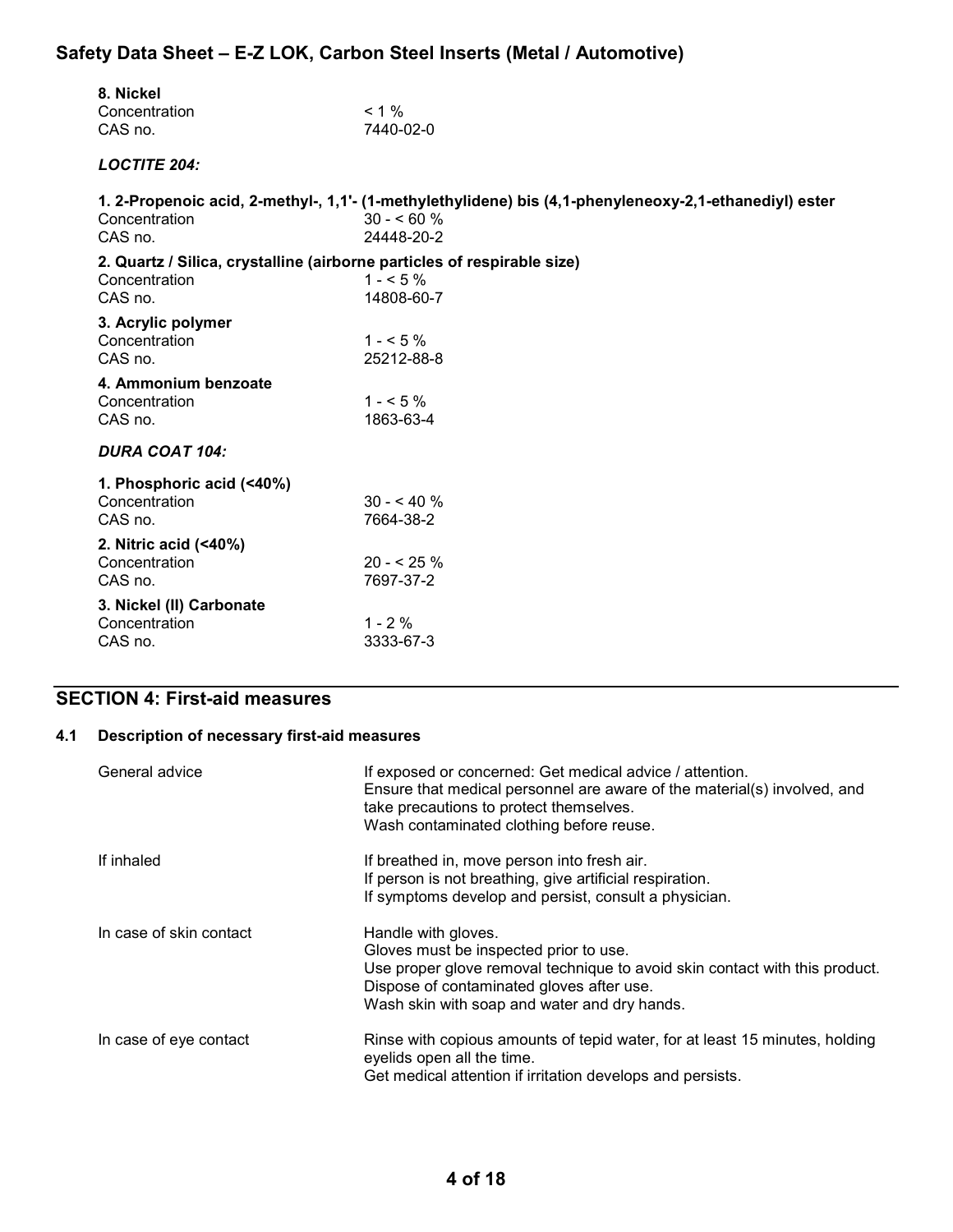**8. Nickel**

| | |
|---|---|
| Concentration | < 1 % |
| CAS no. | 7440-02-0 |

***LOCTITE 204:***

**1. 2-Propenoic acid, 2-methyl-, 1,1'- (1-methylethylidene) bis (4,1-phenyleneoxy-2,1-ethanediyl) ester**

| | |
|---|---|
| Concentration | 30 - < 60 % |
| CAS no. | 24448-20-2 |

**2. Quartz / Silica, crystalline (airborne particles of respirable size)**

| | |
|---|---|
| Concentration | 1 - < 5 % |
| CAS no. | 14808-60-7 |

**3. Acrylic polymer**

| | |
|---|---|
| Concentration | 1 - < 5 % |
| CAS no. | 25212-88-8 |

**4. Ammonium benzoate**

| | |
|---|---|
| Concentration | 1 - < 5 % |
| CAS no. | 1863-63-4 |

***DURA COAT 104:***

**1. Phosphoric acid (<40%)**

| | |
|---|---|
| Concentration | 30 - < 40 % |
| CAS no. | 7664-38-2 |

**2. Nitric acid (<40%)**

| | |
|---|---|
| Concentration | 20 - < 25 % |
| CAS no. | 7697-37-2 |

**3. Nickel (II) Carbonate**

| | |
|---|---|
| Concentration | 1 - 2 % |
| CAS no. | 3333-67-3 |

## SECTION 4: First-aid measures

### 4.1 Description of necessary first-aid measures

| | |
|---|---|
| General advice | If exposed or concerned: Get medical advice / attention.<br>Ensure that medical personnel are aware of the material(s) involved, and take precautions to protect themselves.<br>Wash contaminated clothing before reuse. |
| If inhaled | If breathed in, move person into fresh air.<br>If person is not breathing, give artificial respiration.<br>If symptoms develop and persist, consult a physician. |
| In case of skin contact | Handle with gloves.<br>Gloves must be inspected prior to use.<br>Use proper glove removal technique to avoid skin contact with this product.<br>Dispose of contaminated gloves after use.<br>Wash skin with soap and water and dry hands. |
| In case of eye contact | Rinse with copious amounts of tepid water, for at least 15 minutes, holding eyelids open all the time.<br>Get medical attention if irritation develops and persists. |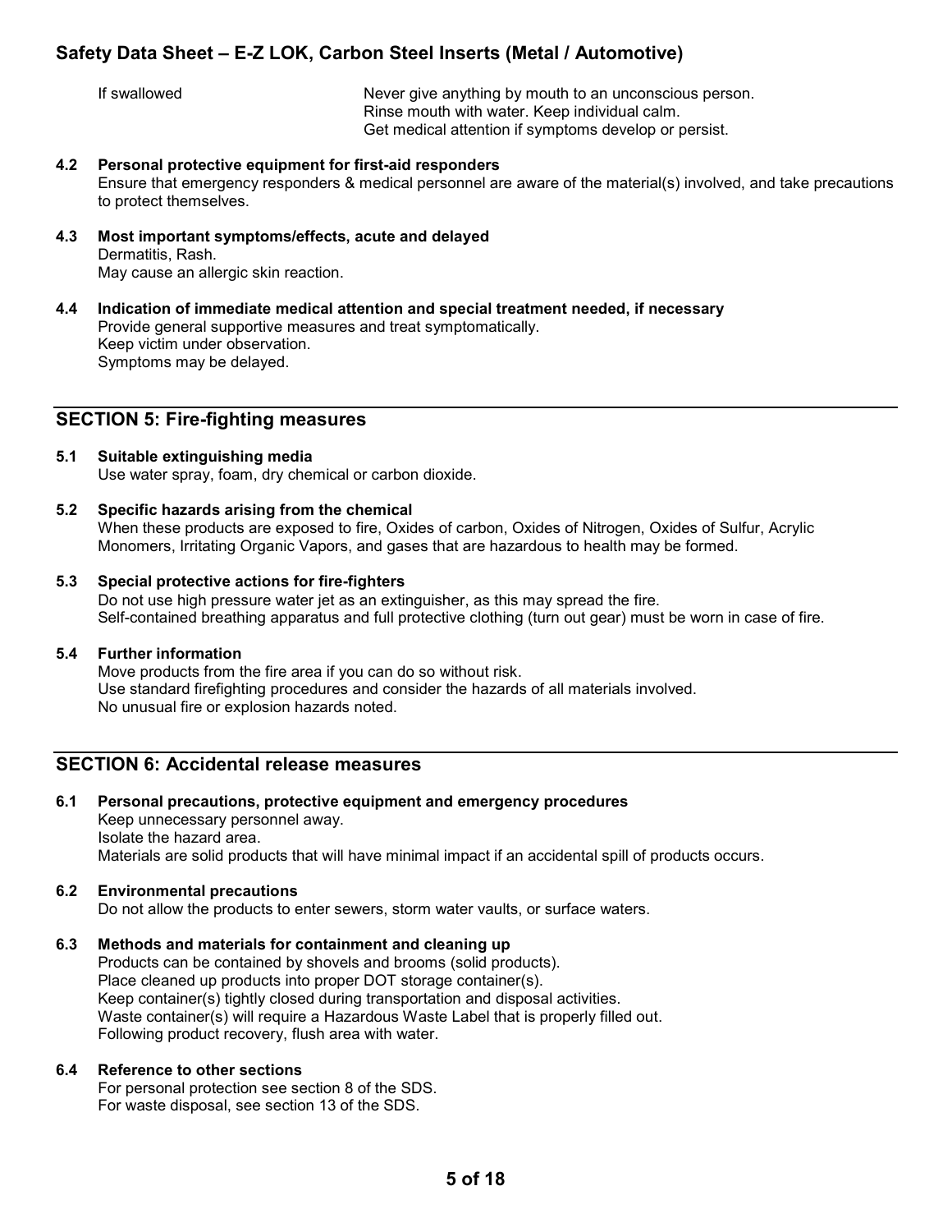| | |
|---|---|
| If swallowed | Never give anything by mouth to an unconscious person. Rinse mouth with water. Keep individual calm. Get medical attention if symptoms develop or persist. |

**4.2 Personal protective equipment for first-aid responders**

Ensure that emergency responders & medical personnel are aware of the material(s) involved, and take precautions to protect themselves.

**4.3 Most important symptoms/effects, acute and delayed**

Dermatitis, Rash.
May cause an allergic skin reaction.

**4.4 Indication of immediate medical attention and special treatment needed, if necessary**

Provide general supportive measures and treat symptomatically.
Keep victim under observation.
Symptoms may be delayed.

## SECTION 5: Fire-fighting measures

**5.1 Suitable extinguishing media**

Use water spray, foam, dry chemical or carbon dioxide.

**5.2 Specific hazards arising from the chemical**

When these products are exposed to fire, Oxides of carbon, Oxides of Nitrogen, Oxides of Sulfur, Acrylic Monomers, Irritating Organic Vapors, and gases that are hazardous to health may be formed.

**5.3 Special protective actions for fire-fighters**

Do not use high pressure water jet as an extinguisher, as this may spread the fire.
Self-contained breathing apparatus and full protective clothing (turn out gear) must be worn in case of fire.

**5.4 Further information**

Move products from the fire area if you can do so without risk.
Use standard firefighting procedures and consider the hazards of all materials involved.
No unusual fire or explosion hazards noted.

## SECTION 6: Accidental release measures

**6.1 Personal precautions, protective equipment and emergency procedures**

Keep unnecessary personnel away.
Isolate the hazard area.
Materials are solid products that will have minimal impact if an accidental spill of products occurs.

**6.2 Environmental precautions**

Do not allow the products to enter sewers, storm water vaults, or surface waters.

**6.3 Methods and materials for containment and cleaning up**

Products can be contained by shovels and brooms (solid products).
Place cleaned up products into proper DOT storage container(s).
Keep container(s) tightly closed during transportation and disposal activities.
Waste container(s) will require a Hazardous Waste Label that is properly filled out.
Following product recovery, flush area with water.

**6.4 Reference to other sections**

For personal protection see section 8 of the SDS.
For waste disposal, see section 13 of the SDS.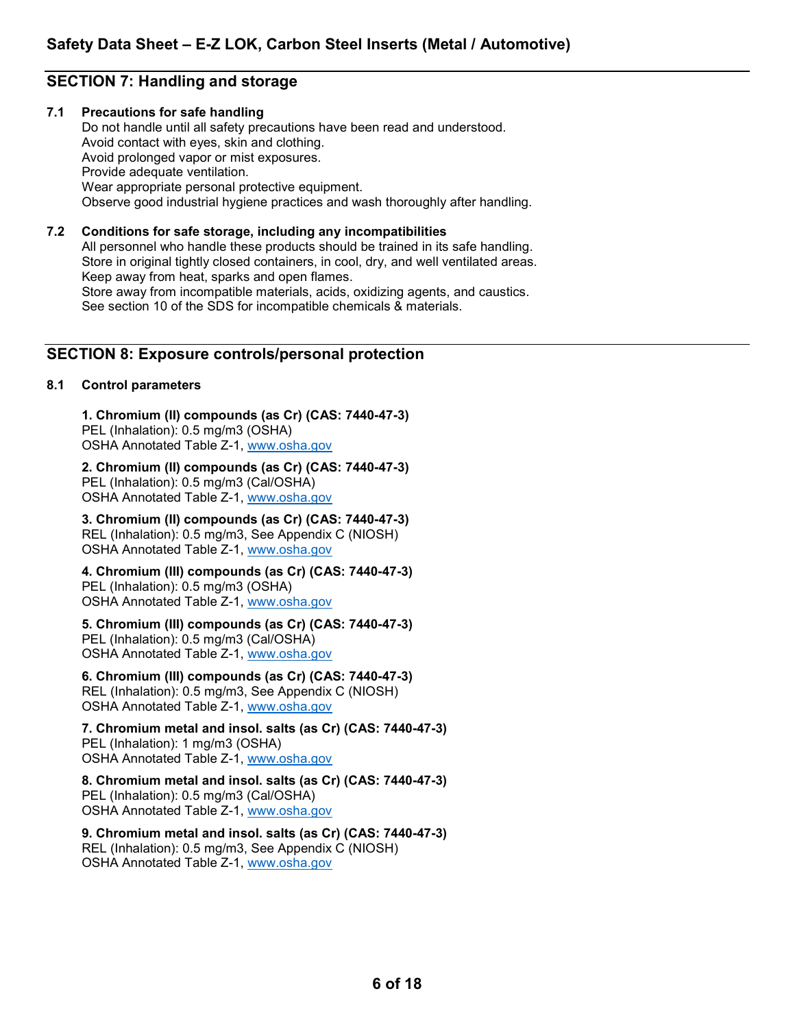## SECTION 7: Handling and storage

### 7.1 Precautions for safe handling

Do not handle until all safety precautions have been read and understood.
Avoid contact with eyes, skin and clothing.
Avoid prolonged vapor or mist exposures.
Provide adequate ventilation.
Wear appropriate personal protective equipment.
Observe good industrial hygiene practices and wash thoroughly after handling.

### 7.2 Conditions for safe storage, including any incompatibilities

All personnel who handle these products should be trained in its safe handling.
Store in original tightly closed containers, in cool, dry, and well ventilated areas.
Keep away from heat, sparks and open flames.
Store away from incompatible materials, acids, oxidizing agents, and caustics.
See section 10 of the SDS for incompatible chemicals & materials.

## SECTION 8: Exposure controls/personal protection

### 8.1 Control parameters

**1. Chromium (II) compounds (as Cr) (CAS: 7440-47-3)**
PEL (Inhalation): 0.5 mg/m3 (OSHA)
OSHA Annotated Table Z-1, www.osha.gov

**2. Chromium (II) compounds (as Cr) (CAS: 7440-47-3)**
PEL (Inhalation): 0.5 mg/m3 (Cal/OSHA)
OSHA Annotated Table Z-1, www.osha.gov

**3. Chromium (II) compounds (as Cr) (CAS: 7440-47-3)**
REL (Inhalation): 0.5 mg/m3, See Appendix C (NIOSH)
OSHA Annotated Table Z-1, www.osha.gov

**4. Chromium (III) compounds (as Cr) (CAS: 7440-47-3)**
PEL (Inhalation): 0.5 mg/m3 (OSHA)
OSHA Annotated Table Z-1, www.osha.gov

**5. Chromium (III) compounds (as Cr) (CAS: 7440-47-3)**
PEL (Inhalation): 0.5 mg/m3 (Cal/OSHA)
OSHA Annotated Table Z-1, www.osha.gov

**6. Chromium (III) compounds (as Cr) (CAS: 7440-47-3)**
REL (Inhalation): 0.5 mg/m3, See Appendix C (NIOSH)
OSHA Annotated Table Z-1, www.osha.gov

**7. Chromium metal and insol. salts (as Cr) (CAS: 7440-47-3)**
PEL (Inhalation): 1 mg/m3 (OSHA)
OSHA Annotated Table Z-1, www.osha.gov

**8. Chromium metal and insol. salts (as Cr) (CAS: 7440-47-3)**
PEL (Inhalation): 0.5 mg/m3 (Cal/OSHA)
OSHA Annotated Table Z-1, www.osha.gov

**9. Chromium metal and insol. salts (as Cr) (CAS: 7440-47-3)**
REL (Inhalation): 0.5 mg/m3, See Appendix C (NIOSH)
OSHA Annotated Table Z-1, www.osha.gov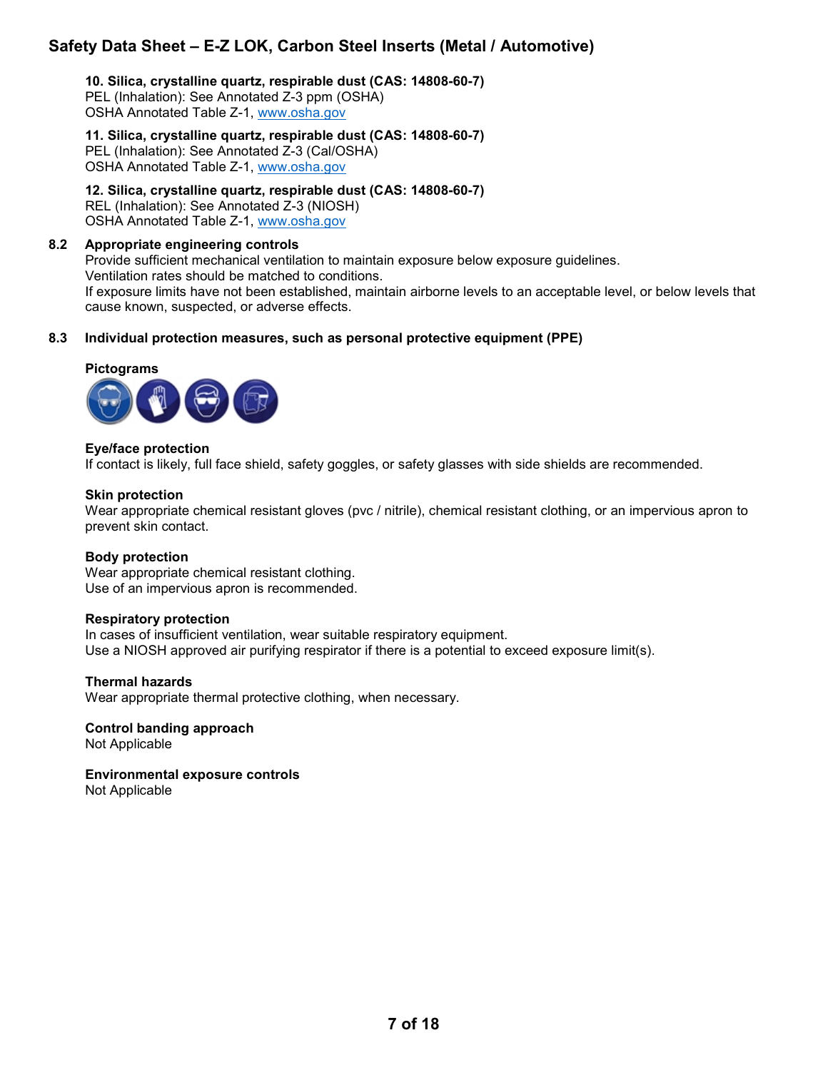**10. Silica, crystalline quartz, respirable dust (CAS: 14808-60-7)**
PEL (Inhalation): See Annotated Z-3 ppm (OSHA)
OSHA Annotated Table Z-1, www.osha.gov

**11. Silica, crystalline quartz, respirable dust (CAS: 14808-60-7)**
PEL (Inhalation): See Annotated Z-3 (Cal/OSHA)
OSHA Annotated Table Z-1, www.osha.gov

**12. Silica, crystalline quartz, respirable dust (CAS: 14808-60-7)**
REL (Inhalation): See Annotated Z-3 (NIOSH)
OSHA Annotated Table Z-1, www.osha.gov

### 8.2 Appropriate engineering controls

Provide sufficient mechanical ventilation to maintain exposure below exposure guidelines.
Ventilation rates should be matched to conditions.
If exposure limits have not been established, maintain airborne levels to an acceptable level, or below levels that cause known, suspected, or adverse effects.

### 8.3 Individual protection measures, such as personal protective equipment (PPE)

**Pictograms**

**Eye/face protection**
If contact is likely, full face shield, safety goggles, or safety glasses with side shields are recommended.

**Skin protection**
Wear appropriate chemical resistant gloves (pvc / nitrile), chemical resistant clothing, or an impervious apron to prevent skin contact.

**Body protection**
Wear appropriate chemical resistant clothing.
Use of an impervious apron is recommended.

**Respiratory protection**
In cases of insufficient ventilation, wear suitable respiratory equipment.
Use a NIOSH approved air purifying respirator if there is a potential to exceed exposure limit(s).

**Thermal hazards**
Wear appropriate thermal protective clothing, when necessary.

**Control banding approach**
Not Applicable

**Environmental exposure controls**
Not Applicable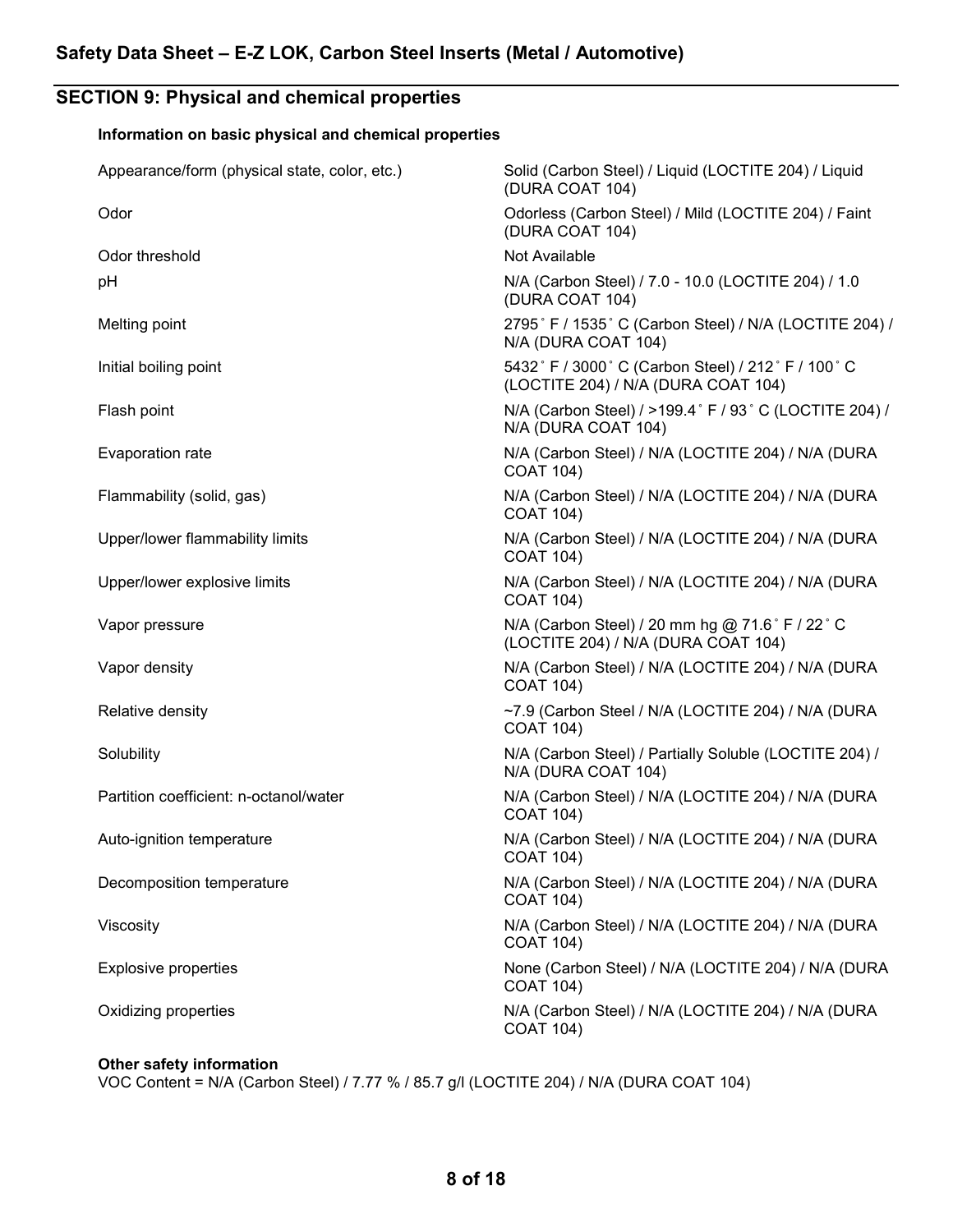## SECTION 9: Physical and chemical properties

### Information on basic physical and chemical properties

| Property | Value |
|---|---|
| Appearance/form (physical state, color, etc.) | Solid (Carbon Steel) / Liquid (LOCTITE 204) / Liquid (DURA COAT 104) |
| Odor | Odorless (Carbon Steel) / Mild (LOCTITE 204) / Faint (DURA COAT 104) |
| Odor threshold | Not Available |
| pH | N/A (Carbon Steel) / 7.0 - 10.0 (LOCTITE 204) / 1.0 (DURA COAT 104) |
| Melting point | 2795˚ F / 1535˚ C (Carbon Steel) / N/A (LOCTITE 204) / N/A (DURA COAT 104) |
| Initial boiling point | 5432˚ F / 3000˚ C (Carbon Steel) / 212˚ F / 100˚ C (LOCTITE 204) / N/A (DURA COAT 104) |
| Flash point | N/A (Carbon Steel) / >199.4˚ F / 93˚ C (LOCTITE 204) / N/A (DURA COAT 104) |
| Evaporation rate | N/A (Carbon Steel) / N/A (LOCTITE 204) / N/A (DURA COAT 104) |
| Flammability (solid, gas) | N/A (Carbon Steel) / N/A (LOCTITE 204) / N/A (DURA COAT 104) |
| Upper/lower flammability limits | N/A (Carbon Steel) / N/A (LOCTITE 204) / N/A (DURA COAT 104) |
| Upper/lower explosive limits | N/A (Carbon Steel) / N/A (LOCTITE 204) / N/A (DURA COAT 104) |
| Vapor pressure | N/A (Carbon Steel) / 20 mm hg @ 71.6˚ F / 22˚ C (LOCTITE 204) / N/A (DURA COAT 104) |
| Vapor density | N/A (Carbon Steel) / N/A (LOCTITE 204) / N/A (DURA COAT 104) |
| Relative density | ~7.9 (Carbon Steel / N/A (LOCTITE 204) / N/A (DURA COAT 104) |
| Solubility | N/A (Carbon Steel) / Partially Soluble (LOCTITE 204) / N/A (DURA COAT 104) |
| Partition coefficient: n-octanol/water | N/A (Carbon Steel) / N/A (LOCTITE 204) / N/A (DURA COAT 104) |
| Auto-ignition temperature | N/A (Carbon Steel) / N/A (LOCTITE 204) / N/A (DURA COAT 104) |
| Decomposition temperature | N/A (Carbon Steel) / N/A (LOCTITE 204) / N/A (DURA COAT 104) |
| Viscosity | N/A (Carbon Steel) / N/A (LOCTITE 204) / N/A (DURA COAT 104) |
| Explosive properties | None (Carbon Steel) / N/A (LOCTITE 204) / N/A (DURA COAT 104) |
| Oxidizing properties | N/A (Carbon Steel) / N/A (LOCTITE 204) / N/A (DURA COAT 104) |

**Other safety information**

VOC Content = N/A (Carbon Steel) / 7.77 % / 85.7 g/l (LOCTITE 204) / N/A (DURA COAT 104)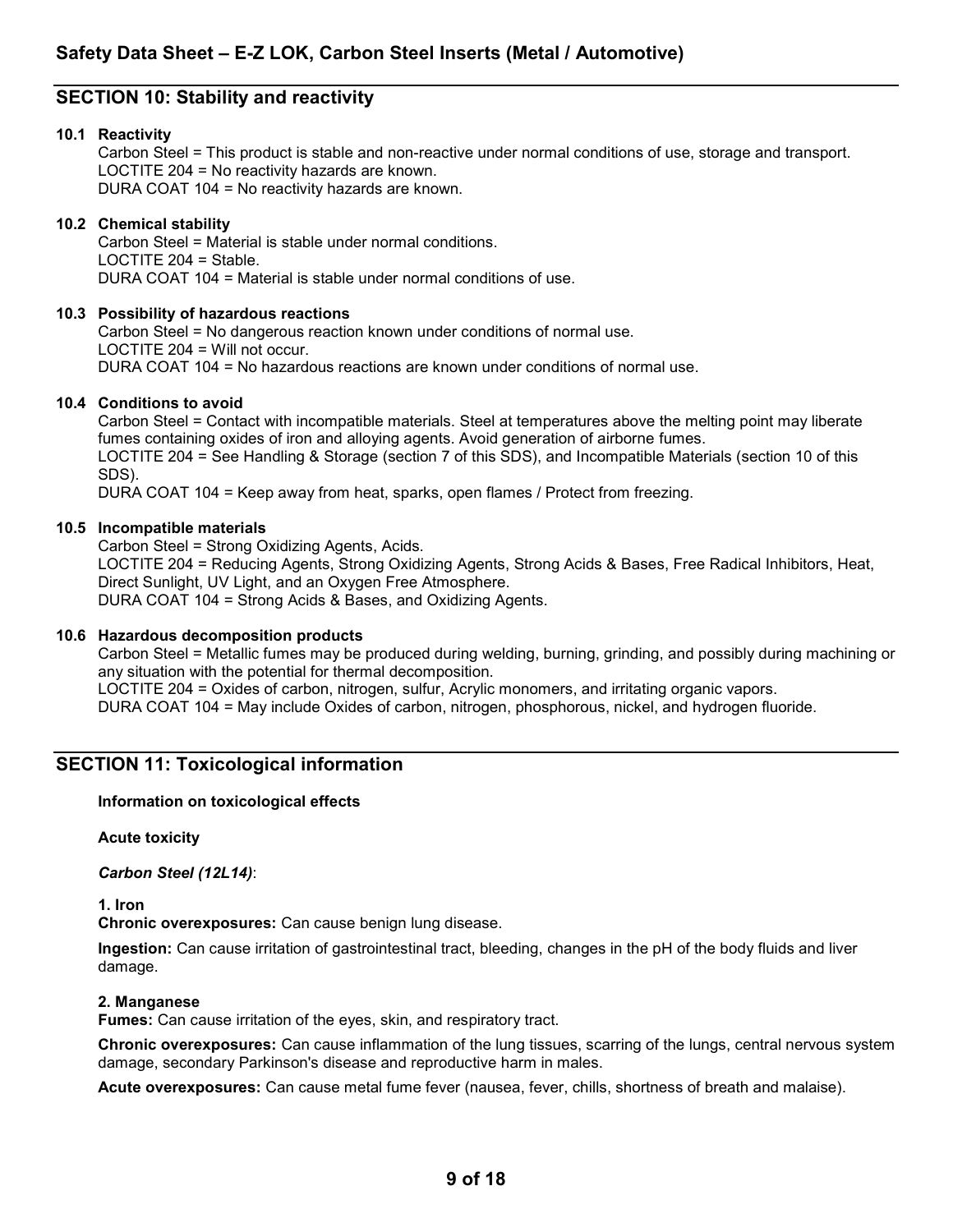## SECTION 10: Stability and reactivity

**10.1 Reactivity**

Carbon Steel = This product is stable and non-reactive under normal conditions of use, storage and transport.
LOCTITE 204 = No reactivity hazards are known.
DURA COAT 104 = No reactivity hazards are known.

**10.2 Chemical stability**

Carbon Steel = Material is stable under normal conditions.
LOCTITE 204 = Stable.
DURA COAT 104 = Material is stable under normal conditions of use.

**10.3 Possibility of hazardous reactions**

Carbon Steel = No dangerous reaction known under conditions of normal use.
LOCTITE 204 = Will not occur.
DURA COAT 104 = No hazardous reactions are known under conditions of normal use.

**10.4 Conditions to avoid**

Carbon Steel = Contact with incompatible materials. Steel at temperatures above the melting point may liberate fumes containing oxides of iron and alloying agents. Avoid generation of airborne fumes.
LOCTITE 204 = See Handling & Storage (section 7 of this SDS), and Incompatible Materials (section 10 of this SDS).
DURA COAT 104 = Keep away from heat, sparks, open flames / Protect from freezing.

**10.5 Incompatible materials**

Carbon Steel = Strong Oxidizing Agents, Acids.
LOCTITE 204 = Reducing Agents, Strong Oxidizing Agents, Strong Acids & Bases, Free Radical Inhibitors, Heat, Direct Sunlight, UV Light, and an Oxygen Free Atmosphere.
DURA COAT 104 = Strong Acids & Bases, and Oxidizing Agents.

**10.6 Hazardous decomposition products**

Carbon Steel = Metallic fumes may be produced during welding, burning, grinding, and possibly during machining or any situation with the potential for thermal decomposition.
LOCTITE 204 = Oxides of carbon, nitrogen, sulfur, Acrylic monomers, and irritating organic vapors.
DURA COAT 104 = May include Oxides of carbon, nitrogen, phosphorous, nickel, and hydrogen fluoride.

## SECTION 11: Toxicological information

**Information on toxicological effects**

**Acute toxicity**

***Carbon Steel (12L14)***:

**1. Iron**

**Chronic overexposures:** Can cause benign lung disease.

**Ingestion:** Can cause irritation of gastrointestinal tract, bleeding, changes in the pH of the body fluids and liver damage.

**2. Manganese**

**Fumes:** Can cause irritation of the eyes, skin, and respiratory tract.

**Chronic overexposures:** Can cause inflammation of the lung tissues, scarring of the lungs, central nervous system damage, secondary Parkinson's disease and reproductive harm in males.

**Acute overexposures:** Can cause metal fume fever (nausea, fever, chills, shortness of breath and malaise).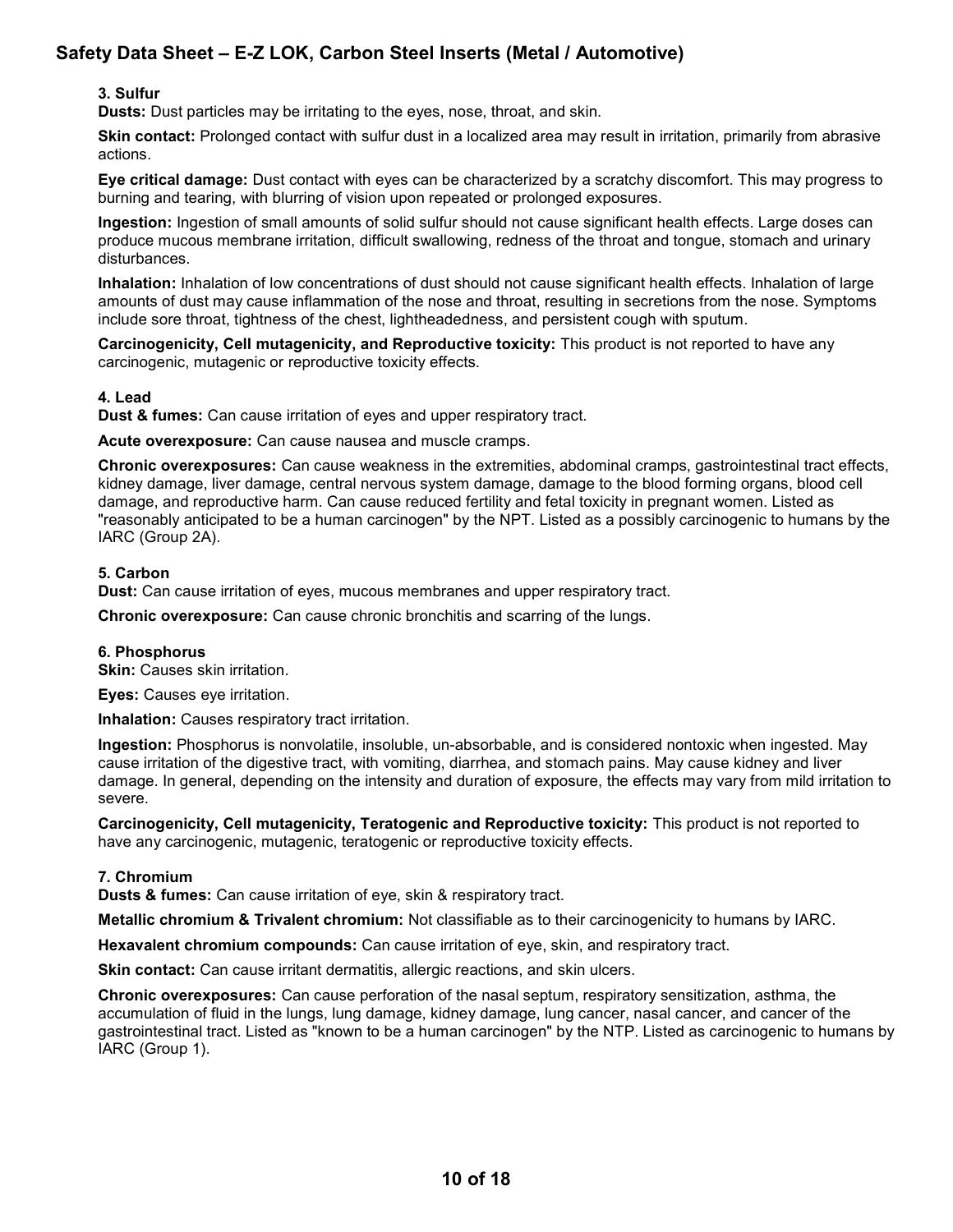**3. Sulfur**

**Dusts:** Dust particles may be irritating to the eyes, nose, throat, and skin.

**Skin contact:** Prolonged contact with sulfur dust in a localized area may result in irritation, primarily from abrasive actions.

**Eye critical damage:** Dust contact with eyes can be characterized by a scratchy discomfort. This may progress to burning and tearing, with blurring of vision upon repeated or prolonged exposures.

**Ingestion:** Ingestion of small amounts of solid sulfur should not cause significant health effects. Large doses can produce mucous membrane irritation, difficult swallowing, redness of the throat and tongue, stomach and urinary disturbances.

**Inhalation:** Inhalation of low concentrations of dust should not cause significant health effects. Inhalation of large amounts of dust may cause inflammation of the nose and throat, resulting in secretions from the nose. Symptoms include sore throat, tightness of the chest, lightheadedness, and persistent cough with sputum.

**Carcinogenicity, Cell mutagenicity, and Reproductive toxicity:** This product is not reported to have any carcinogenic, mutagenic or reproductive toxicity effects.

**4. Lead**

**Dust & fumes:** Can cause irritation of eyes and upper respiratory tract.

**Acute overexposure:** Can cause nausea and muscle cramps.

**Chronic overexposures:** Can cause weakness in the extremities, abdominal cramps, gastrointestinal tract effects, kidney damage, liver damage, central nervous system damage, damage to the blood forming organs, blood cell damage, and reproductive harm. Can cause reduced fertility and fetal toxicity in pregnant women. Listed as "reasonably anticipated to be a human carcinogen" by the NPT. Listed as a possibly carcinogenic to humans by the IARC (Group 2A).

**5. Carbon**

**Dust:** Can cause irritation of eyes, mucous membranes and upper respiratory tract.

**Chronic overexposure:** Can cause chronic bronchitis and scarring of the lungs.

**6. Phosphorus**

**Skin:** Causes skin irritation.

**Eyes:** Causes eye irritation.

**Inhalation:** Causes respiratory tract irritation.

**Ingestion:** Phosphorus is nonvolatile, insoluble, un-absorbable, and is considered nontoxic when ingested. May cause irritation of the digestive tract, with vomiting, diarrhea, and stomach pains. May cause kidney and liver damage. In general, depending on the intensity and duration of exposure, the effects may vary from mild irritation to severe.

**Carcinogenicity, Cell mutagenicity, Teratogenic and Reproductive toxicity:** This product is not reported to have any carcinogenic, mutagenic, teratogenic or reproductive toxicity effects.

**7. Chromium**

**Dusts & fumes:** Can cause irritation of eye, skin & respiratory tract.

**Metallic chromium & Trivalent chromium:** Not classifiable as to their carcinogenicity to humans by IARC.

**Hexavalent chromium compounds:** Can cause irritation of eye, skin, and respiratory tract.

**Skin contact:** Can cause irritant dermatitis, allergic reactions, and skin ulcers.

**Chronic overexposures:** Can cause perforation of the nasal septum, respiratory sensitization, asthma, the accumulation of fluid in the lungs, lung damage, kidney damage, lung cancer, nasal cancer, and cancer of the gastrointestinal tract. Listed as "known to be a human carcinogen" by the NTP. Listed as carcinogenic to humans by IARC (Group 1).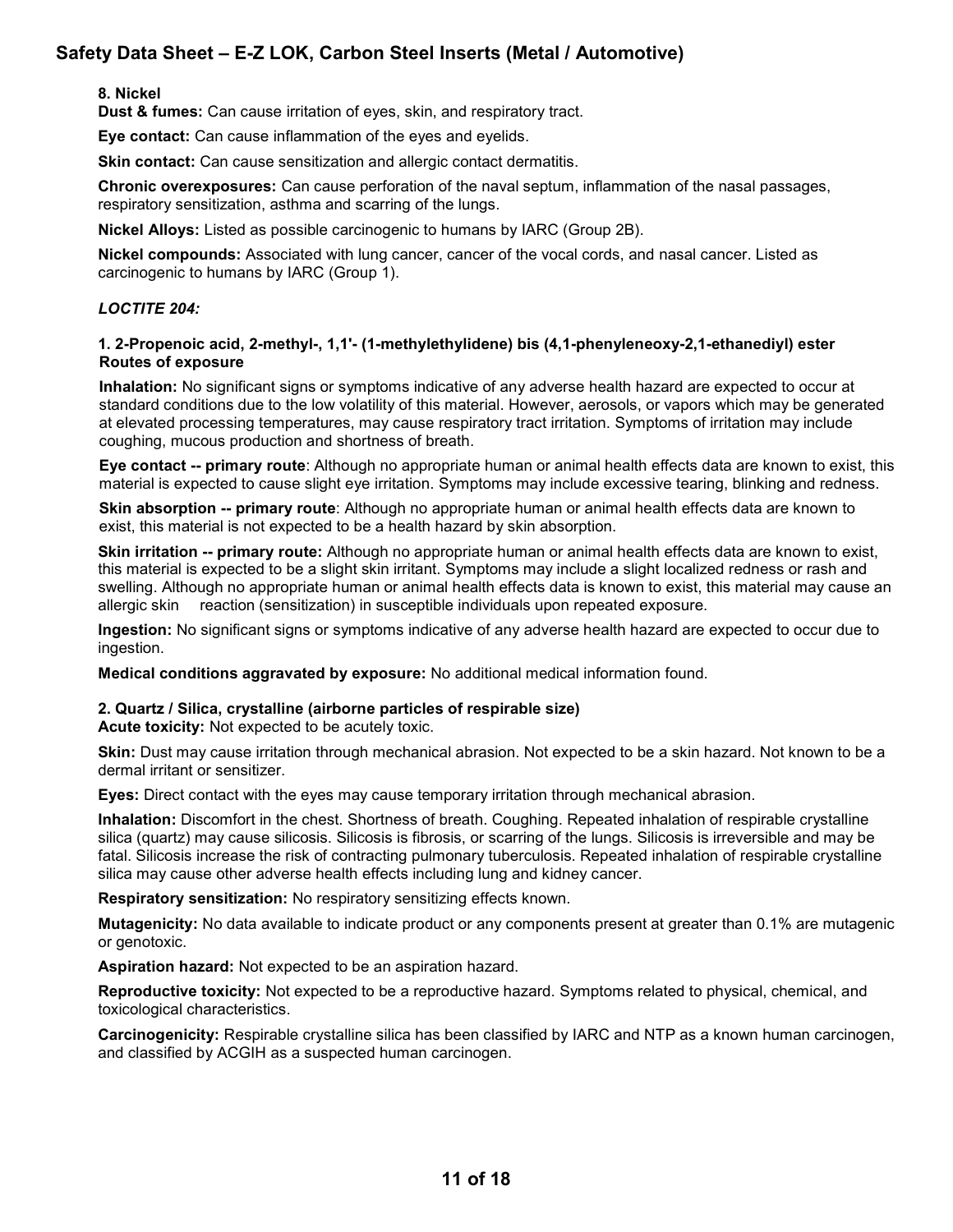**8. Nickel**

**Dust & fumes:** Can cause irritation of eyes, skin, and respiratory tract.

**Eye contact:** Can cause inflammation of the eyes and eyelids.

**Skin contact:** Can cause sensitization and allergic contact dermatitis.

**Chronic overexposures:** Can cause perforation of the naval septum, inflammation of the nasal passages, respiratory sensitization, asthma and scarring of the lungs.

**Nickel Alloys:** Listed as possible carcinogenic to humans by IARC (Group 2B).

**Nickel compounds:** Associated with lung cancer, cancer of the vocal cords, and nasal cancer. Listed as carcinogenic to humans by IARC (Group 1).

***LOCTITE 204:***

**1. 2-Propenoic acid, 2-methyl-, 1,1'- (1-methylethylidene) bis (4,1-phenyleneoxy-2,1-ethanediyl) ester Routes of exposure**

**Inhalation:** No significant signs or symptoms indicative of any adverse health hazard are expected to occur at standard conditions due to the low volatility of this material. However, aerosols, or vapors which may be generated at elevated processing temperatures, may cause respiratory tract irritation. Symptoms of irritation may include coughing, mucous production and shortness of breath.

**Eye contact -- primary route**: Although no appropriate human or animal health effects data are known to exist, this material is expected to cause slight eye irritation. Symptoms may include excessive tearing, blinking and redness.

**Skin absorption -- primary route**: Although no appropriate human or animal health effects data are known to exist, this material is not expected to be a health hazard by skin absorption.

**Skin irritation -- primary route:** Although no appropriate human or animal health effects data are known to exist, this material is expected to be a slight skin irritant. Symptoms may include a slight localized redness or rash and swelling. Although no appropriate human or animal health effects data is known to exist, this material may cause an allergic skin reaction (sensitization) in susceptible individuals upon repeated exposure.

**Ingestion:** No significant signs or symptoms indicative of any adverse health hazard are expected to occur due to ingestion.

**Medical conditions aggravated by exposure:** No additional medical information found.

**2. Quartz / Silica, crystalline (airborne particles of respirable size)**

**Acute toxicity:** Not expected to be acutely toxic.

**Skin:** Dust may cause irritation through mechanical abrasion. Not expected to be a skin hazard. Not known to be a dermal irritant or sensitizer.

**Eyes:** Direct contact with the eyes may cause temporary irritation through mechanical abrasion.

**Inhalation:** Discomfort in the chest. Shortness of breath. Coughing. Repeated inhalation of respirable crystalline silica (quartz) may cause silicosis. Silicosis is fibrosis, or scarring of the lungs. Silicosis is irreversible and may be fatal. Silicosis increase the risk of contracting pulmonary tuberculosis. Repeated inhalation of respirable crystalline silica may cause other adverse health effects including lung and kidney cancer.

**Respiratory sensitization:** No respiratory sensitizing effects known.

**Mutagenicity:** No data available to indicate product or any components present at greater than 0.1% are mutagenic or genotoxic.

**Aspiration hazard:** Not expected to be an aspiration hazard.

**Reproductive toxicity:** Not expected to be a reproductive hazard. Symptoms related to physical, chemical, and toxicological characteristics.

**Carcinogenicity:** Respirable crystalline silica has been classified by IARC and NTP as a known human carcinogen, and classified by ACGIH as a suspected human carcinogen.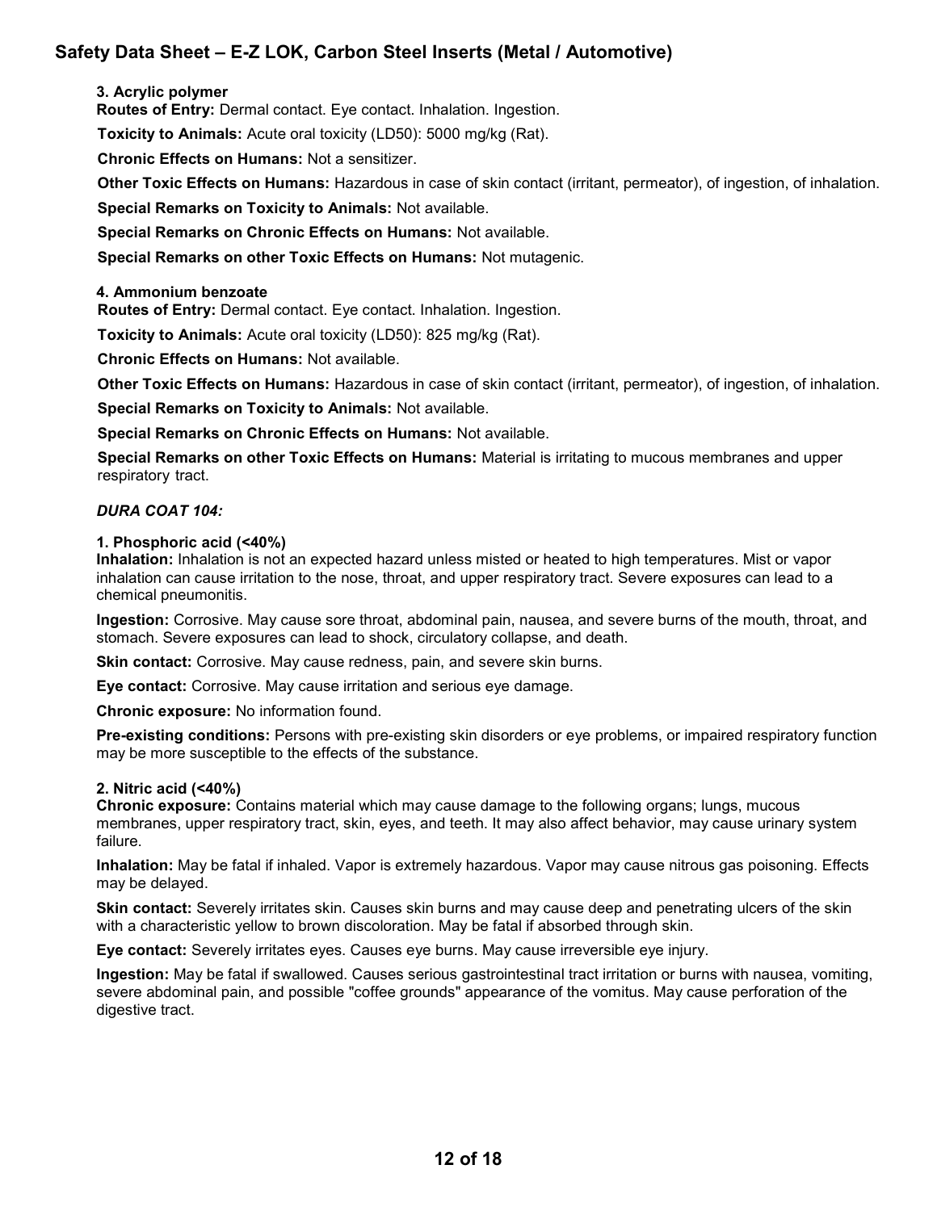**3. Acrylic polymer**

**Routes of Entry:** Dermal contact. Eye contact. Inhalation. Ingestion.

**Toxicity to Animals:** Acute oral toxicity (LD50): 5000 mg/kg (Rat).

**Chronic Effects on Humans:** Not a sensitizer.

**Other Toxic Effects on Humans:** Hazardous in case of skin contact (irritant, permeator), of ingestion, of inhalation.

**Special Remarks on Toxicity to Animals:** Not available.

**Special Remarks on Chronic Effects on Humans:** Not available.

**Special Remarks on other Toxic Effects on Humans:** Not mutagenic.

**4. Ammonium benzoate**

**Routes of Entry:** Dermal contact. Eye contact. Inhalation. Ingestion.

**Toxicity to Animals:** Acute oral toxicity (LD50): 825 mg/kg (Rat).

**Chronic Effects on Humans:** Not available.

**Other Toxic Effects on Humans:** Hazardous in case of skin contact (irritant, permeator), of ingestion, of inhalation.

**Special Remarks on Toxicity to Animals:** Not available.

**Special Remarks on Chronic Effects on Humans:** Not available.

**Special Remarks on other Toxic Effects on Humans:** Material is irritating to mucous membranes and upper respiratory tract.

***DURA COAT 104:***

**1. Phosphoric acid (<40%)**

**Inhalation:** Inhalation is not an expected hazard unless misted or heated to high temperatures. Mist or vapor inhalation can cause irritation to the nose, throat, and upper respiratory tract. Severe exposures can lead to a chemical pneumonitis.

**Ingestion:** Corrosive. May cause sore throat, abdominal pain, nausea, and severe burns of the mouth, throat, and stomach. Severe exposures can lead to shock, circulatory collapse, and death.

**Skin contact:** Corrosive. May cause redness, pain, and severe skin burns.

**Eye contact:** Corrosive. May cause irritation and serious eye damage.

**Chronic exposure:** No information found.

**Pre-existing conditions:** Persons with pre-existing skin disorders or eye problems, or impaired respiratory function may be more susceptible to the effects of the substance.

**2. Nitric acid (<40%)**

**Chronic exposure:** Contains material which may cause damage to the following organs; lungs, mucous membranes, upper respiratory tract, skin, eyes, and teeth. It may also affect behavior, may cause urinary system failure.

**Inhalation:** May be fatal if inhaled. Vapor is extremely hazardous. Vapor may cause nitrous gas poisoning. Effects may be delayed.

**Skin contact:** Severely irritates skin. Causes skin burns and may cause deep and penetrating ulcers of the skin with a characteristic yellow to brown discoloration. May be fatal if absorbed through skin.

**Eye contact:** Severely irritates eyes. Causes eye burns. May cause irreversible eye injury.

**Ingestion:** May be fatal if swallowed. Causes serious gastrointestinal tract irritation or burns with nausea, vomiting, severe abdominal pain, and possible "coffee grounds" appearance of the vomitus. May cause perforation of the digestive tract.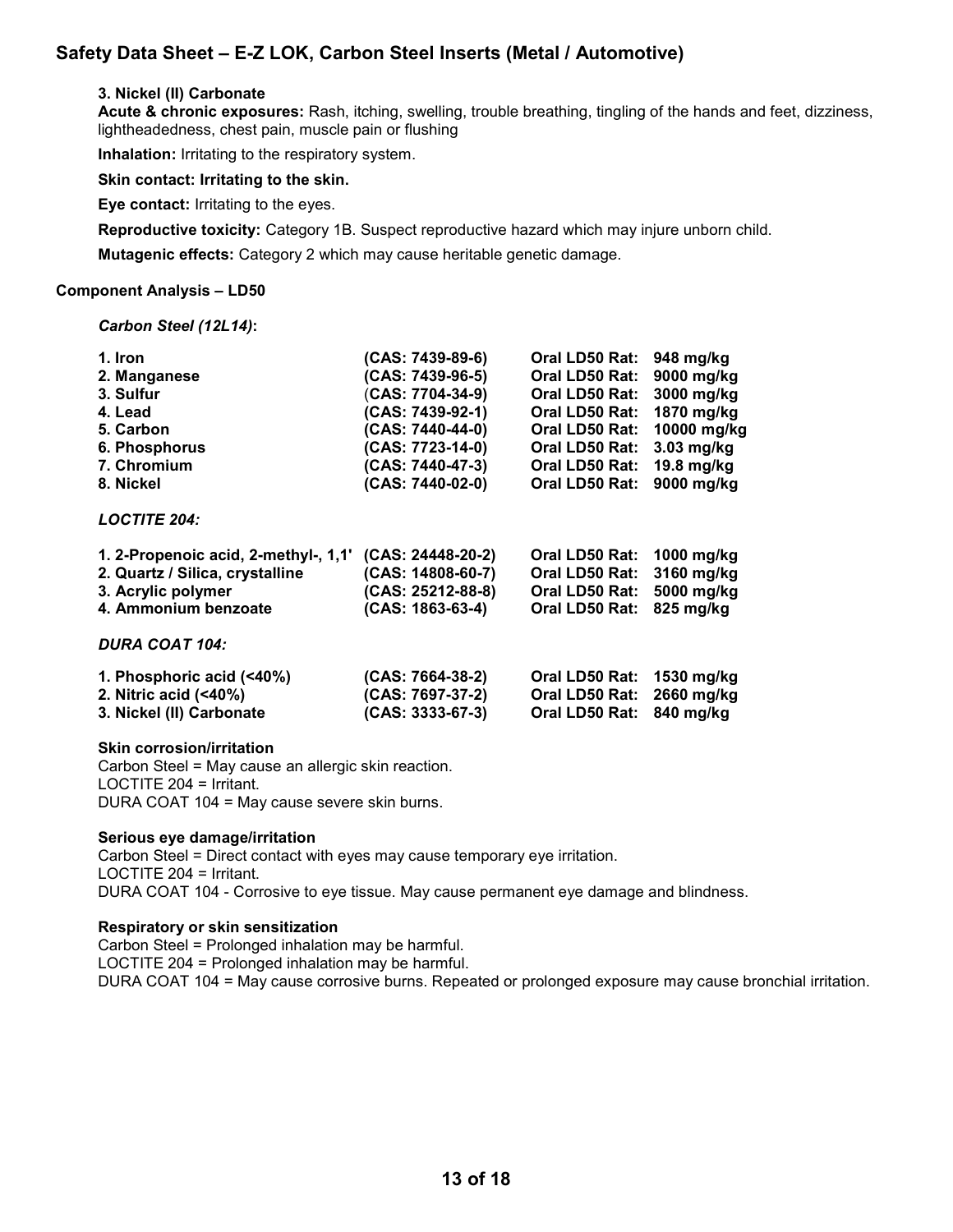**3. Nickel (II) Carbonate**

**Acute & chronic exposures:** Rash, itching, swelling, trouble breathing, tingling of the hands and feet, dizziness, lightheadedness, chest pain, muscle pain or flushing

**Inhalation:** Irritating to the respiratory system.

**Skin contact: Irritating to the skin.**

**Eye contact:** Irritating to the eyes.

**Reproductive toxicity:** Category 1B. Suspect reproductive hazard which may injure unborn child.

**Mutagenic effects:** Category 2 which may cause heritable genetic damage.

### Component Analysis – LD50

***Carbon Steel (12L14)*:**

| | | | |
|---|---|---|---|
| **1. Iron** | **(CAS: 7439-89-6)** | **Oral LD50 Rat:** | **948 mg/kg** |
| **2. Manganese** | **(CAS: 7439-96-5)** | **Oral LD50 Rat:** | **9000 mg/kg** |
| **3. Sulfur** | **(CAS: 7704-34-9)** | **Oral LD50 Rat:** | **3000 mg/kg** |
| **4. Lead** | **(CAS: 7439-92-1)** | **Oral LD50 Rat:** | **1870 mg/kg** |
| **5. Carbon** | **(CAS: 7440-44-0)** | **Oral LD50 Rat:** | **10000 mg/kg** |
| **6. Phosphorus** | **(CAS: 7723-14-0)** | **Oral LD50 Rat:** | **3.03 mg/kg** |
| **7. Chromium** | **(CAS: 7440-47-3)** | **Oral LD50 Rat:** | **19.8 mg/kg** |
| **8. Nickel** | **(CAS: 7440-02-0)** | **Oral LD50 Rat:** | **9000 mg/kg** |

***LOCTITE 204:***

| | | | |
|---|---|---|---|
| **1. 2-Propenoic acid, 2-methyl-, 1,1'** | **(CAS: 24448-20-2)** | **Oral LD50 Rat:** | **1000 mg/kg** |
| **2. Quartz / Silica, crystalline** | **(CAS: 14808-60-7)** | **Oral LD50 Rat:** | **3160 mg/kg** |
| **3. Acrylic polymer** | **(CAS: 25212-88-8)** | **Oral LD50 Rat:** | **5000 mg/kg** |
| **4. Ammonium benzoate** | **(CAS: 1863-63-4)** | **Oral LD50 Rat:** | **825 mg/kg** |

***DURA COAT 104:***

| | | | |
|---|---|---|---|
| **1. Phosphoric acid (<40%)** | **(CAS: 7664-38-2)** | **Oral LD50 Rat:** | **1530 mg/kg** |
| **2. Nitric acid (<40%)** | **(CAS: 7697-37-2)** | **Oral LD50 Rat:** | **2660 mg/kg** |
| **3. Nickel (II) Carbonate** | **(CAS: 3333-67-3)** | **Oral LD50 Rat:** | **840 mg/kg** |

**Skin corrosion/irritation**

Carbon Steel = May cause an allergic skin reaction.
LOCTITE 204 = Irritant.
DURA COAT 104 = May cause severe skin burns.

**Serious eye damage/irritation**

Carbon Steel = Direct contact with eyes may cause temporary eye irritation.
LOCTITE 204 = Irritant.
DURA COAT 104 - Corrosive to eye tissue. May cause permanent eye damage and blindness.

**Respiratory or skin sensitization**

Carbon Steel = Prolonged inhalation may be harmful.
LOCTITE 204 = Prolonged inhalation may be harmful.
DURA COAT 104 = May cause corrosive burns. Repeated or prolonged exposure may cause bronchial irritation.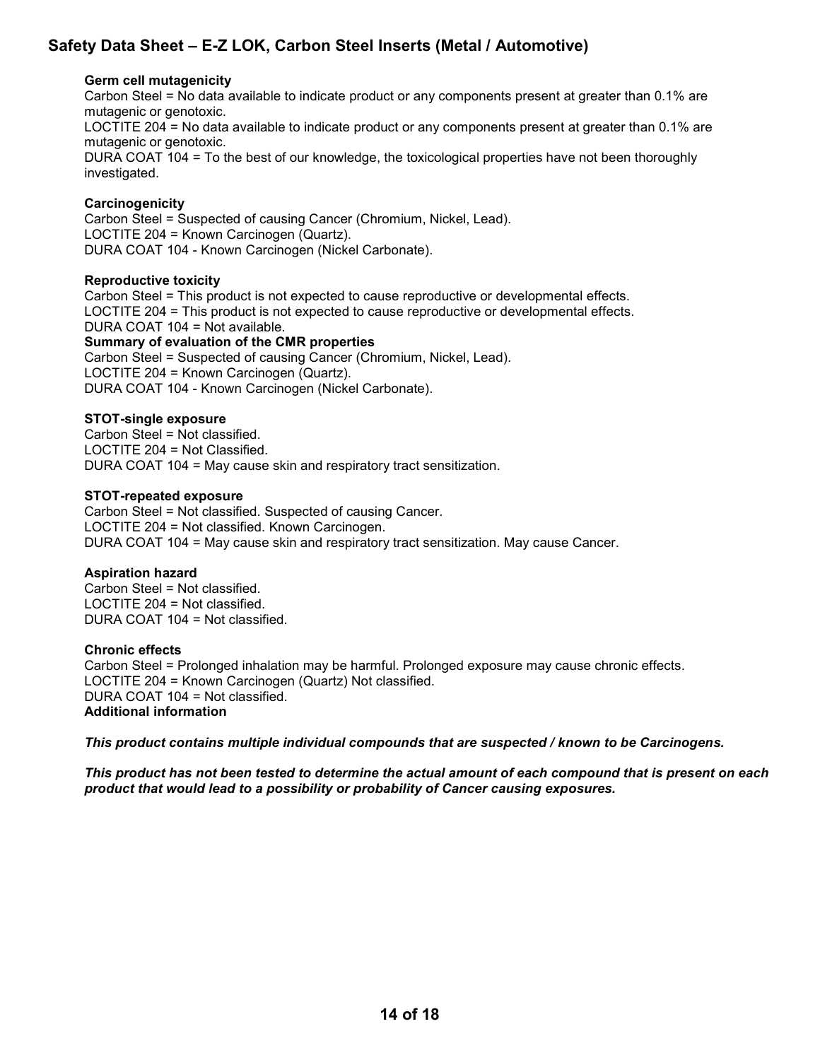**Germ cell mutagenicity**
Carbon Steel = No data available to indicate product or any components present at greater than 0.1% are mutagenic or genotoxic.
LOCTITE 204 = No data available to indicate product or any components present at greater than 0.1% are mutagenic or genotoxic.
DURA COAT 104 = To the best of our knowledge, the toxicological properties have not been thoroughly investigated.

**Carcinogenicity**
Carbon Steel = Suspected of causing Cancer (Chromium, Nickel, Lead).
LOCTITE 204 = Known Carcinogen (Quartz).
DURA COAT 104 - Known Carcinogen (Nickel Carbonate).

**Reproductive toxicity**
Carbon Steel = This product is not expected to cause reproductive or developmental effects.
LOCTITE 204 = This product is not expected to cause reproductive or developmental effects.
DURA COAT 104 = Not available.
**Summary of evaluation of the CMR properties**
Carbon Steel = Suspected of causing Cancer (Chromium, Nickel, Lead).
LOCTITE 204 = Known Carcinogen (Quartz).
DURA COAT 104 - Known Carcinogen (Nickel Carbonate).

**STOT-single exposure**
Carbon Steel = Not classified.
LOCTITE 204 = Not Classified.
DURA COAT 104 = May cause skin and respiratory tract sensitization.

**STOT-repeated exposure**
Carbon Steel = Not classified. Suspected of causing Cancer.
LOCTITE 204 = Not classified. Known Carcinogen.
DURA COAT 104 = May cause skin and respiratory tract sensitization. May cause Cancer.

**Aspiration hazard**
Carbon Steel = Not classified.
LOCTITE 204 = Not classified.
DURA COAT 104 = Not classified.

**Chronic effects**
Carbon Steel = Prolonged inhalation may be harmful. Prolonged exposure may cause chronic effects.
LOCTITE 204 = Known Carcinogen (Quartz) Not classified.
DURA COAT 104 = Not classified.
**Additional information**

***This product contains multiple individual compounds that are suspected / known to be Carcinogens.***

***This product has not been tested to determine the actual amount of each compound that is present on each product that would lead to a possibility or probability of Cancer causing exposures.***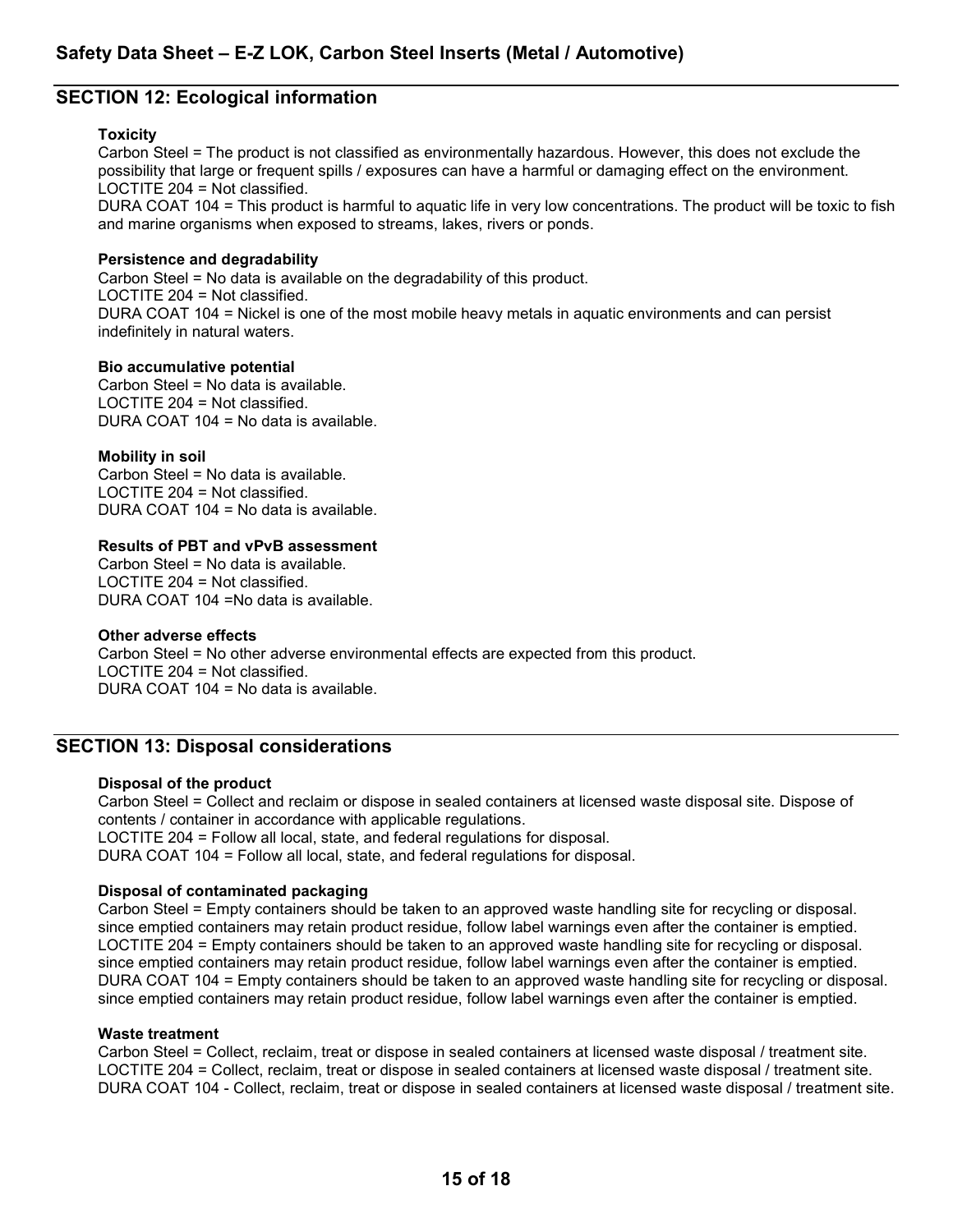## SECTION 12: Ecological information

**Toxicity**

Carbon Steel = The product is not classified as environmentally hazardous. However, this does not exclude the possibility that large or frequent spills / exposures can have a harmful or damaging effect on the environment.
LOCTITE 204 = Not classified.
DURA COAT 104 = This product is harmful to aquatic life in very low concentrations. The product will be toxic to fish and marine organisms when exposed to streams, lakes, rivers or ponds.

**Persistence and degradability**

Carbon Steel = No data is available on the degradability of this product.
LOCTITE 204 = Not classified.
DURA COAT 104 = Nickel is one of the most mobile heavy metals in aquatic environments and can persist indefinitely in natural waters.

**Bio accumulative potential**

Carbon Steel = No data is available.
LOCTITE 204 = Not classified.
DURA COAT 104 = No data is available.

**Mobility in soil**

Carbon Steel = No data is available.
LOCTITE 204 = Not classified.
DURA COAT 104 = No data is available.

**Results of PBT and vPvB assessment**

Carbon Steel = No data is available.
LOCTITE 204 = Not classified.
DURA COAT 104 =No data is available.

**Other adverse effects**

Carbon Steel = No other adverse environmental effects are expected from this product.
LOCTITE 204 = Not classified.
DURA COAT 104 = No data is available.

## SECTION 13: Disposal considerations

**Disposal of the product**

Carbon Steel = Collect and reclaim or dispose in sealed containers at licensed waste disposal site. Dispose of contents / container in accordance with applicable regulations.
LOCTITE 204 = Follow all local, state, and federal regulations for disposal.
DURA COAT 104 = Follow all local, state, and federal regulations for disposal.

**Disposal of contaminated packaging**

Carbon Steel = Empty containers should be taken to an approved waste handling site for recycling or disposal. since emptied containers may retain product residue, follow label warnings even after the container is emptied.
LOCTITE 204 = Empty containers should be taken to an approved waste handling site for recycling or disposal. since emptied containers may retain product residue, follow label warnings even after the container is emptied.
DURA COAT 104 = Empty containers should be taken to an approved waste handling site for recycling or disposal. since emptied containers may retain product residue, follow label warnings even after the container is emptied.

**Waste treatment**

Carbon Steel = Collect, reclaim, treat or dispose in sealed containers at licensed waste disposal / treatment site.
LOCTITE 204 = Collect, reclaim, treat or dispose in sealed containers at licensed waste disposal / treatment site.
DURA COAT 104 - Collect, reclaim, treat or dispose in sealed containers at licensed waste disposal / treatment site.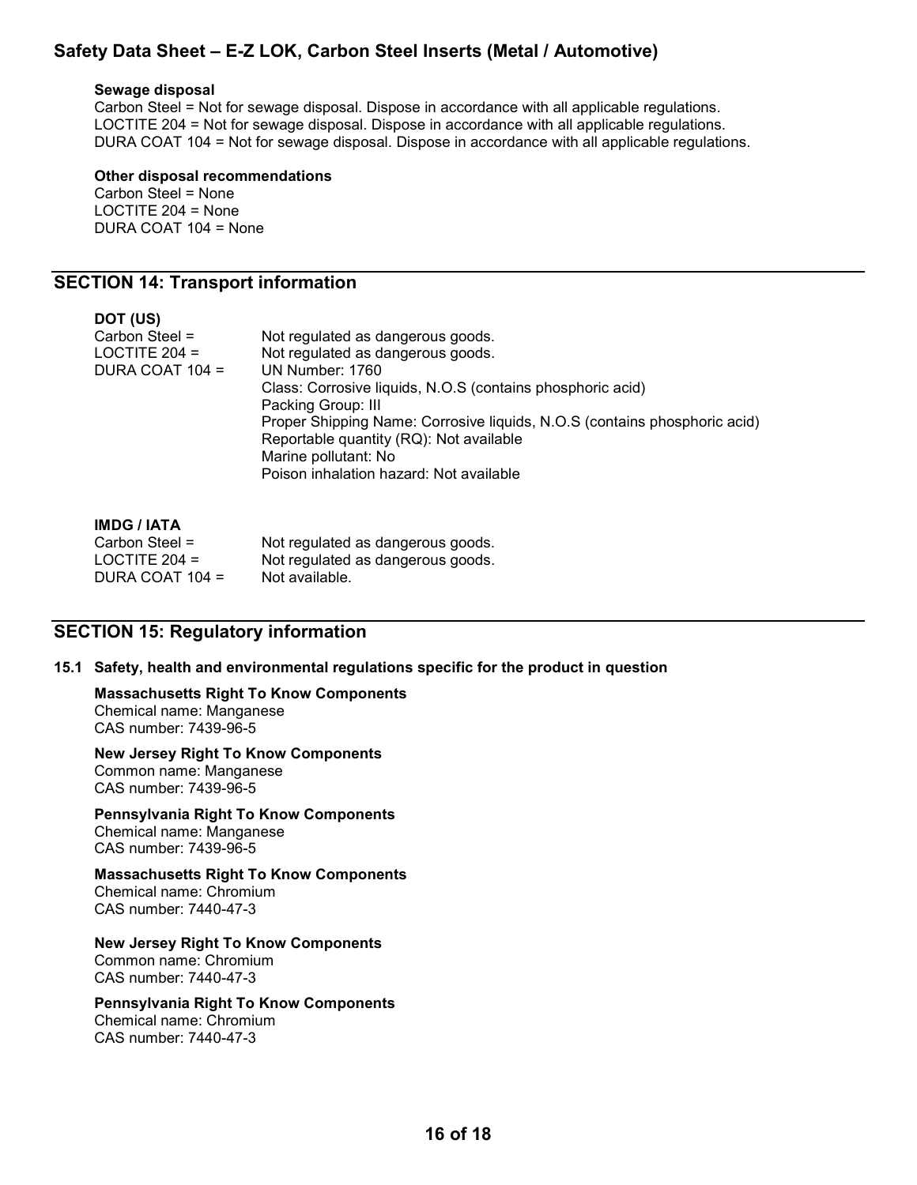**Sewage disposal**
Carbon Steel = Not for sewage disposal. Dispose in accordance with all applicable regulations.
LOCTITE 204 = Not for sewage disposal. Dispose in accordance with all applicable regulations.
DURA COAT 104 = Not for sewage disposal. Dispose in accordance with all applicable regulations.

**Other disposal recommendations**
Carbon Steel = None
LOCTITE 204 = None
DURA COAT 104 = None

## SECTION 14: Transport information

**DOT (US)**

| | |
|---|---|
| Carbon Steel = | Not regulated as dangerous goods. |
| LOCTITE 204 = | Not regulated as dangerous goods. |
| DURA COAT 104 = | UN Number: 1760<br>Class: Corrosive liquids, N.O.S (contains phosphoric acid)<br>Packing Group: III<br>Proper Shipping Name: Corrosive liquids, N.O.S (contains phosphoric acid)<br>Reportable quantity (RQ): Not available<br>Marine pollutant: No<br>Poison inhalation hazard: Not available |

**IMDG / IATA**

| | |
|---|---|
| Carbon Steel = | Not regulated as dangerous goods. |
| LOCTITE 204 = | Not regulated as dangerous goods. |
| DURA COAT 104 = | Not available. |

## SECTION 15: Regulatory information

**15.1 Safety, health and environmental regulations specific for the product in question**

**Massachusetts Right To Know Components**
Chemical name: Manganese
CAS number: 7439-96-5

**New Jersey Right To Know Components**
Common name: Manganese
CAS number: 7439-96-5

**Pennsylvania Right To Know Components**
Chemical name: Manganese
CAS number: 7439-96-5

**Massachusetts Right To Know Components**
Chemical name: Chromium
CAS number: 7440-47-3

**New Jersey Right To Know Components**
Common name: Chromium
CAS number: 7440-47-3

**Pennsylvania Right To Know Components**
Chemical name: Chromium
CAS number: 7440-47-3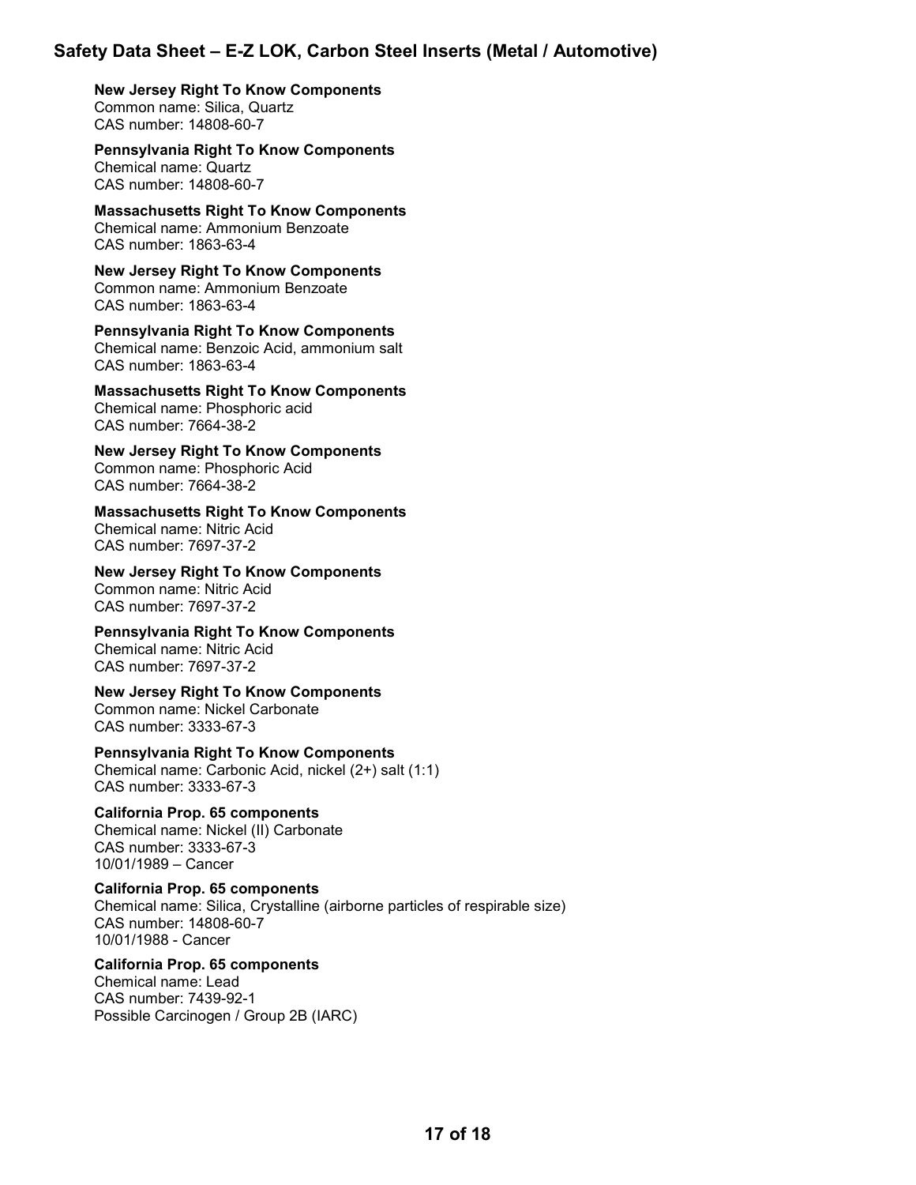**New Jersey Right To Know Components**
Common name: Silica, Quartz
CAS number: 14808-60-7

**Pennsylvania Right To Know Components**
Chemical name: Quartz
CAS number: 14808-60-7

**Massachusetts Right To Know Components**
Chemical name: Ammonium Benzoate
CAS number: 1863-63-4

**New Jersey Right To Know Components**
Common name: Ammonium Benzoate
CAS number: 1863-63-4

**Pennsylvania Right To Know Components**
Chemical name: Benzoic Acid, ammonium salt
CAS number: 1863-63-4

**Massachusetts Right To Know Components**
Chemical name: Phosphoric acid
CAS number: 7664-38-2

**New Jersey Right To Know Components**
Common name: Phosphoric Acid
CAS number: 7664-38-2

**Massachusetts Right To Know Components**
Chemical name: Nitric Acid
CAS number: 7697-37-2

**New Jersey Right To Know Components**
Common name: Nitric Acid
CAS number: 7697-37-2

**Pennsylvania Right To Know Components**
Chemical name: Nitric Acid
CAS number: 7697-37-2

**New Jersey Right To Know Components**
Common name: Nickel Carbonate
CAS number: 3333-67-3

**Pennsylvania Right To Know Components**
Chemical name: Carbonic Acid, nickel (2+) salt (1:1)
CAS number: 3333-67-3

**California Prop. 65 components**
Chemical name: Nickel (II) Carbonate
CAS number: 3333-67-3
10/01/1989 – Cancer

**California Prop. 65 components**
Chemical name: Silica, Crystalline (airborne particles of respirable size)
CAS number: 14808-60-7
10/01/1988 - Cancer

**California Prop. 65 components**
Chemical name: Lead
CAS number: 7439-92-1
Possible Carcinogen / Group 2B (IARC)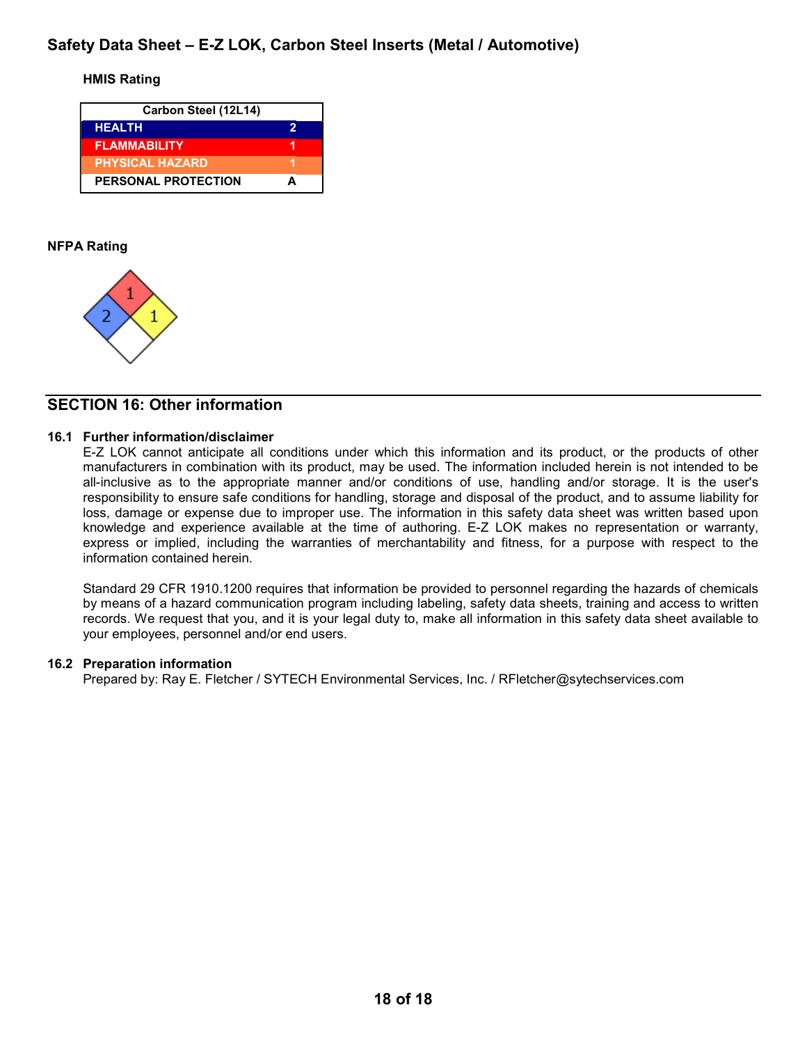**Safety Data Sheet – E-Z LOK, Carbon Steel Inserts (Metal / Automotive)**

**HMIS Rating**

| Carbon Steel (12L14) | |
|---|---|
| HEALTH | 2 |
| FLAMMABILITY | 1 |
| PHYSICAL HAZARD | 1 |
| PERSONAL PROTECTION | A |

**NFPA Rating**

1
2
1

## SECTION 16: Other information

**16.1 Further information/disclaimer**

E-Z LOK cannot anticipate all conditions under which this information and its product, or the products of other manufacturers in combination with its product, may be used. The information included herein is not intended to be all-inclusive as to the appropriate manner and/or conditions of use, handling and/or storage. It is the user's responsibility to ensure safe conditions for handling, storage and disposal of the product, and to assume liability for loss, damage or expense due to improper use. The information in this safety data sheet was written based upon knowledge and experience available at the time of authoring. E-Z LOK makes no representation or warranty, express or implied, including the warranties of merchantability and fitness, for a purpose with respect to the information contained herein.

Standard 29 CFR 1910.1200 requires that information be provided to personnel regarding the hazards of chemicals by means of a hazard communication program including labeling, safety data sheets, training and access to written records. We request that you, and it is your legal duty to, make all information in this safety data sheet available to your employees, personnel and/or end users.

**16.2 Preparation information**

Prepared by: Ray E. Fletcher / SYTECH Environmental Services, Inc. / RFletcher@sytechservices.com